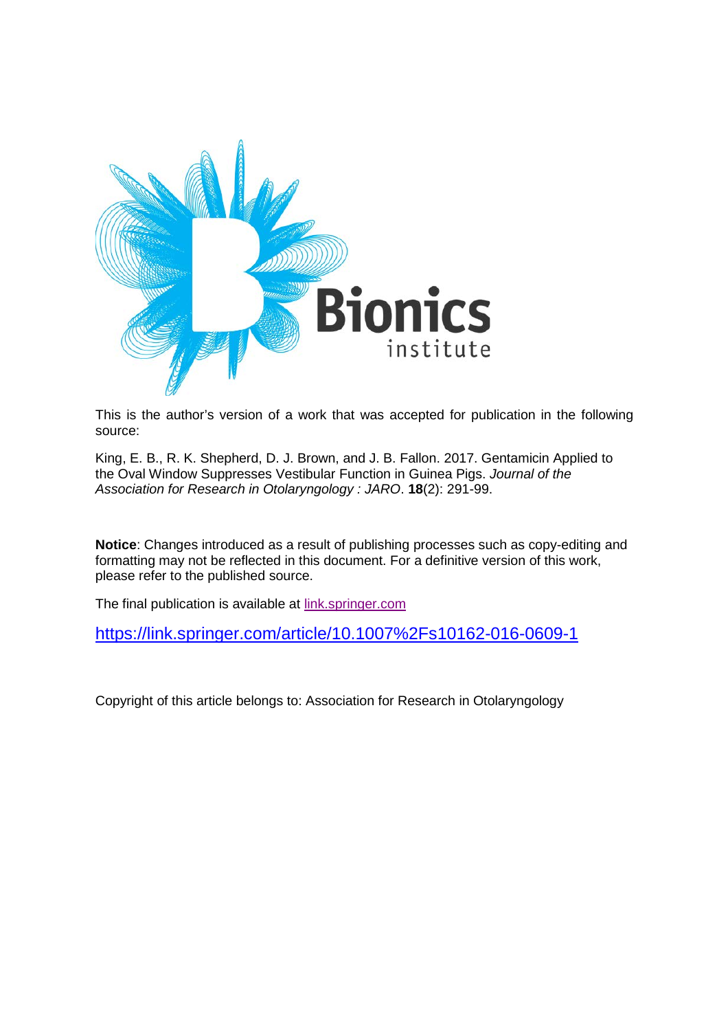This is the author's version of a work that was accepted for publication in the following source:

King, E. B., R. K. Shepherd, D. J. Brown, and J. B. Fallon. 2017. Gentamicin Applied to the Oval Window Suppresses Vestibular Function in Guinea Pigs. *Journal of the Association for Research in Otolaryngology : JARO*. **18**(2): 291-99.

**Notice**: Changes introduced as a result of publishing processes such as copy-editing and formatting may not be reflected in this document. For a definitive version of this work, please refer to the published source.

The final publication is available at [link.springer.com](https://link.springer.com)

https://link.springer.com/article/10.1007%2Fs10162-016-0609-1

Copyright of this article belongs to: Association for Research in Otolaryngology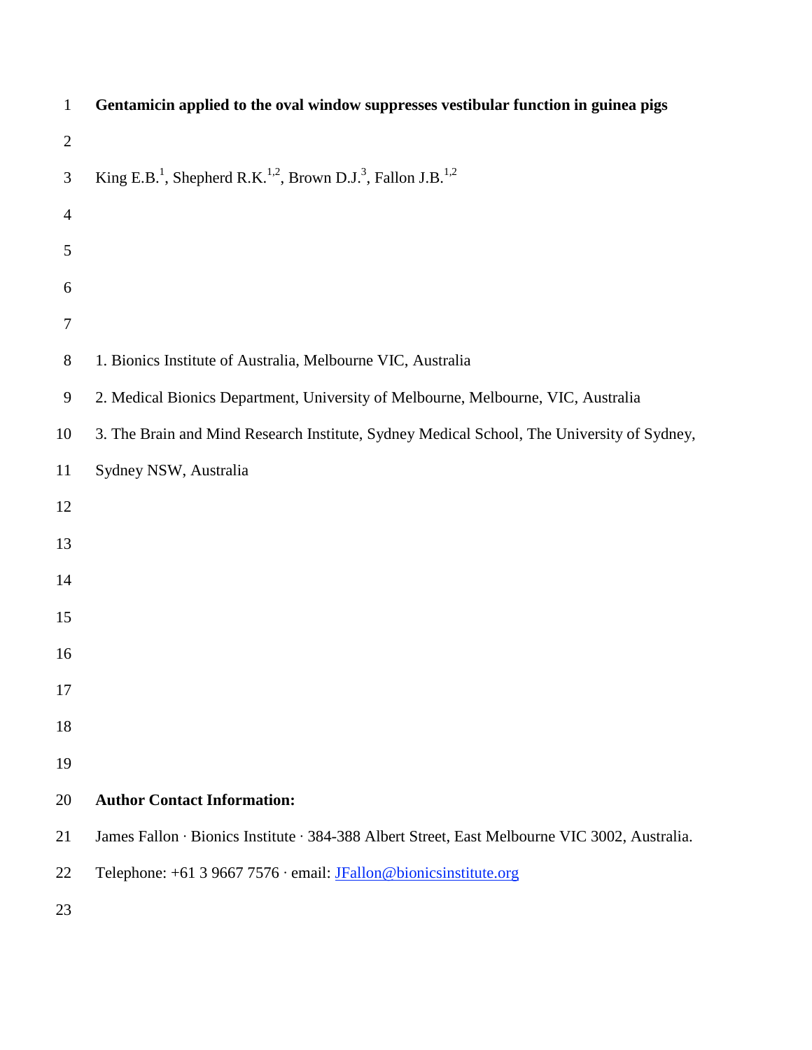# Gentamicin applied to the oval window suppresses vestibular function in guinea pigs

King E.B.[1], Shepherd R.K.[1,2], Brown D.J.[3], Fallon J.B.[1,2]

1. Bionics Institute of Australia, Melbourne VIC, Australia
2. Medical Bionics Department, University of Melbourne, Melbourne, VIC, Australia
3. The Brain and Mind Research Institute, Sydney Medical School, The University of Sydney, Sydney NSW, Australia

**Author Contact Information:**

James Fallon · Bionics Institute · 384-388 Albert Street, East Melbourne VIC 3002, Australia.

Telephone: +61 3 9667 7576 · email: JFallon@bionicsinstitute.org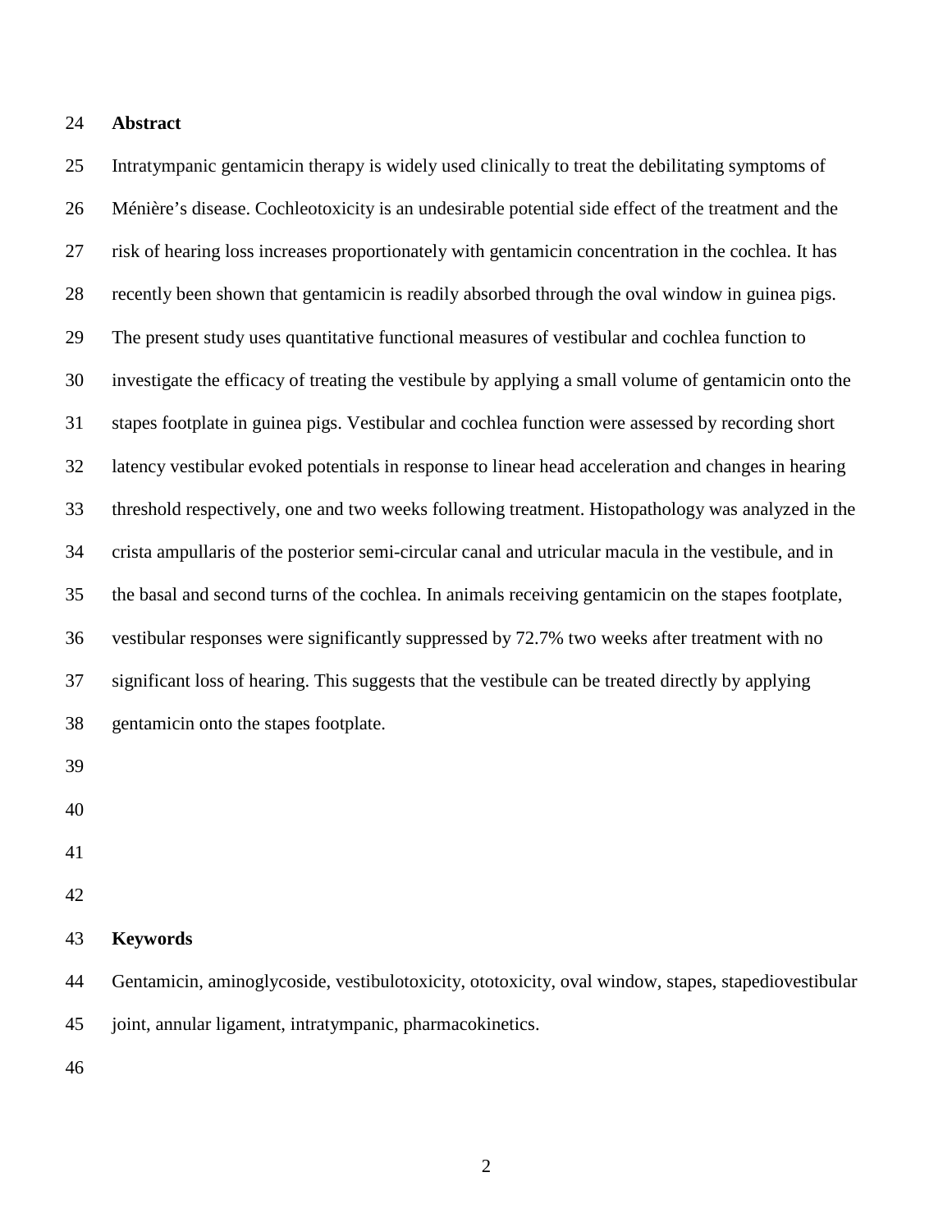## Abstract

Intratympanic gentamicin therapy is widely used clinically to treat the debilitating symptoms of Ménière's disease. Cochleotoxicity is an undesirable potential side effect of the treatment and the risk of hearing loss increases proportionately with gentamicin concentration in the cochlea. It has recently been shown that gentamicin is readily absorbed through the oval window in guinea pigs. The present study uses quantitative functional measures of vestibular and cochlea function to investigate the efficacy of treating the vestibule by applying a small volume of gentamicin onto the stapes footplate in guinea pigs. Vestibular and cochlea function were assessed by recording short latency vestibular evoked potentials in response to linear head acceleration and changes in hearing threshold respectively, one and two weeks following treatment. Histopathology was analyzed in the crista ampullaris of the posterior semi-circular canal and utricular macula in the vestibule, and in the basal and second turns of the cochlea. In animals receiving gentamicin on the stapes footplate, vestibular responses were significantly suppressed by 72.7% two weeks after treatment with no significant loss of hearing. This suggests that the vestibule can be treated directly by applying gentamicin onto the stapes footplate.

## Keywords

Gentamicin, aminoglycoside, vestibulotoxicity, ototoxicity, oval window, stapes, stapediovestibular joint, annular ligament, intratympanic, pharmacokinetics.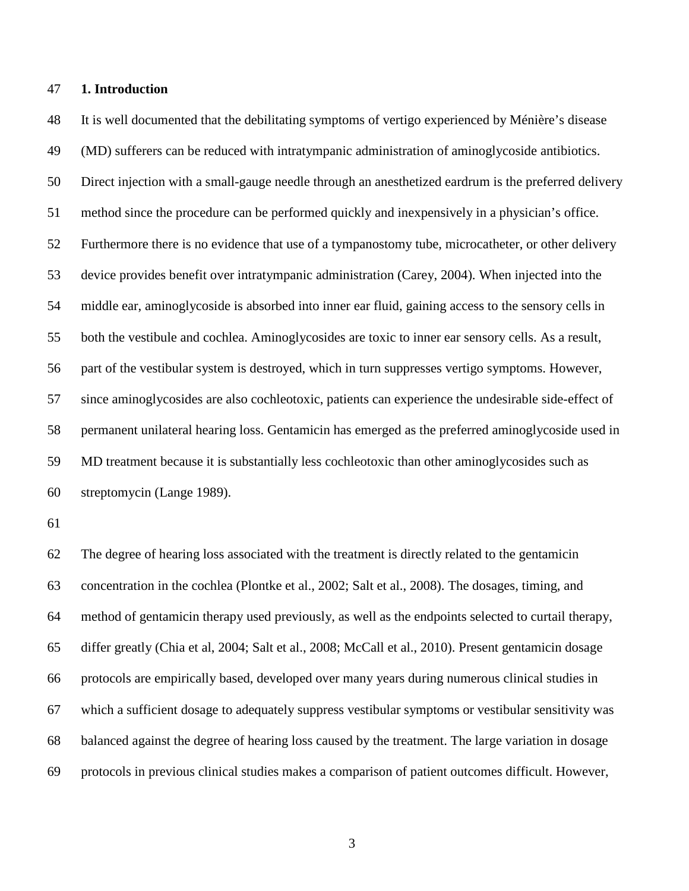## 1. Introduction

It is well documented that the debilitating symptoms of vertigo experienced by Ménière's disease (MD) sufferers can be reduced with intratympanic administration of aminoglycoside antibiotics. Direct injection with a small-gauge needle through an anesthetized eardrum is the preferred delivery method since the procedure can be performed quickly and inexpensively in a physician's office. Furthermore there is no evidence that use of a tympanostomy tube, microcatheter, or other delivery device provides benefit over intratympanic administration (Carey, 2004). When injected into the middle ear, aminoglycoside is absorbed into inner ear fluid, gaining access to the sensory cells in both the vestibule and cochlea. Aminoglycosides are toxic to inner ear sensory cells. As a result, part of the vestibular system is destroyed, which in turn suppresses vertigo symptoms. However, since aminoglycosides are also cochleotoxic, patients can experience the undesirable side-effect of permanent unilateral hearing loss. Gentamicin has emerged as the preferred aminoglycoside used in MD treatment because it is substantially less cochleotoxic than other aminoglycosides such as streptomycin (Lange 1989).

The degree of hearing loss associated with the treatment is directly related to the gentamicin concentration in the cochlea (Plontke et al., 2002; Salt et al., 2008). The dosages, timing, and method of gentamicin therapy used previously, as well as the endpoints selected to curtail therapy, differ greatly (Chia et al, 2004; Salt et al., 2008; McCall et al., 2010). Present gentamicin dosage protocols are empirically based, developed over many years during numerous clinical studies in which a sufficient dosage to adequately suppress vestibular symptoms or vestibular sensitivity was balanced against the degree of hearing loss caused by the treatment. The large variation in dosage protocols in previous clinical studies makes a comparison of patient outcomes difficult. However,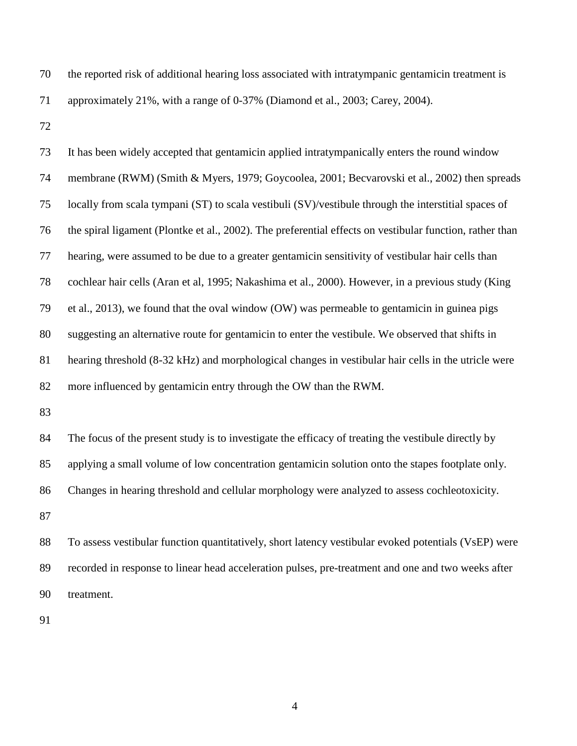the reported risk of additional hearing loss associated with intratympanic gentamicin treatment is approximately 21%, with a range of 0-37% (Diamond et al., 2003; Carey, 2004).

It has been widely accepted that gentamicin applied intratympanically enters the round window membrane (RWM) (Smith & Myers, 1979; Goycoolea, 2001; Becvarovski et al., 2002) then spreads locally from scala tympani (ST) to scala vestibuli (SV)/vestibule through the interstitial spaces of the spiral ligament (Plontke et al., 2002). The preferential effects on vestibular function, rather than hearing, were assumed to be due to a greater gentamicin sensitivity of vestibular hair cells than cochlear hair cells (Aran et al, 1995; Nakashima et al., 2000). However, in a previous study (King et al., 2013), we found that the oval window (OW) was permeable to gentamicin in guinea pigs suggesting an alternative route for gentamicin to enter the vestibule. We observed that shifts in hearing threshold (8-32 kHz) and morphological changes in vestibular hair cells in the utricle were more influenced by gentamicin entry through the OW than the RWM.

The focus of the present study is to investigate the efficacy of treating the vestibule directly by applying a small volume of low concentration gentamicin solution onto the stapes footplate only. Changes in hearing threshold and cellular morphology were analyzed to assess cochleotoxicity.

To assess vestibular function quantitatively, short latency vestibular evoked potentials (VsEP) were recorded in response to linear head acceleration pulses, pre-treatment and one and two weeks after treatment.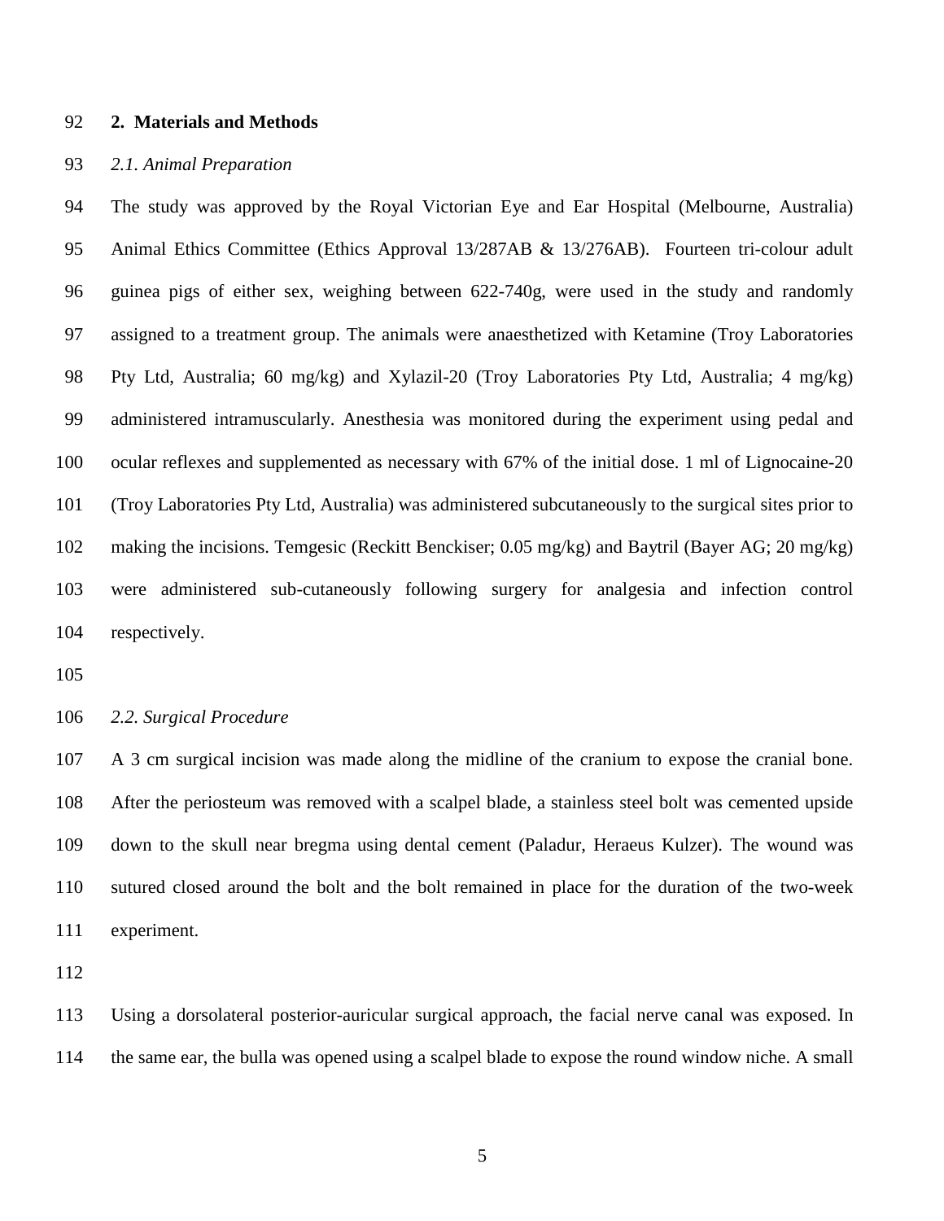## 2. Materials and Methods

### *2.1. Animal Preparation*

The study was approved by the Royal Victorian Eye and Ear Hospital (Melbourne, Australia) Animal Ethics Committee (Ethics Approval 13/287AB & 13/276AB). Fourteen tri-colour adult guinea pigs of either sex, weighing between 622-740g, were used in the study and randomly assigned to a treatment group. The animals were anaesthetized with Ketamine (Troy Laboratories Pty Ltd, Australia; 60 mg/kg) and Xylazil-20 (Troy Laboratories Pty Ltd, Australia; 4 mg/kg) administered intramuscularly. Anesthesia was monitored during the experiment using pedal and ocular reflexes and supplemented as necessary with 67% of the initial dose. 1 ml of Lignocaine-20 (Troy Laboratories Pty Ltd, Australia) was administered subcutaneously to the surgical sites prior to making the incisions. Temgesic (Reckitt Benckiser; 0.05 mg/kg) and Baytril (Bayer AG; 20 mg/kg) were administered sub-cutaneously following surgery for analgesia and infection control respectively.

### *2.2. Surgical Procedure*

A 3 cm surgical incision was made along the midline of the cranium to expose the cranial bone. After the periosteum was removed with a scalpel blade, a stainless steel bolt was cemented upside down to the skull near bregma using dental cement (Paladur, Heraeus Kulzer). The wound was sutured closed around the bolt and the bolt remained in place for the duration of the two-week experiment.

Using a dorsolateral posterior-auricular surgical approach, the facial nerve canal was exposed. In the same ear, the bulla was opened using a scalpel blade to expose the round window niche. A small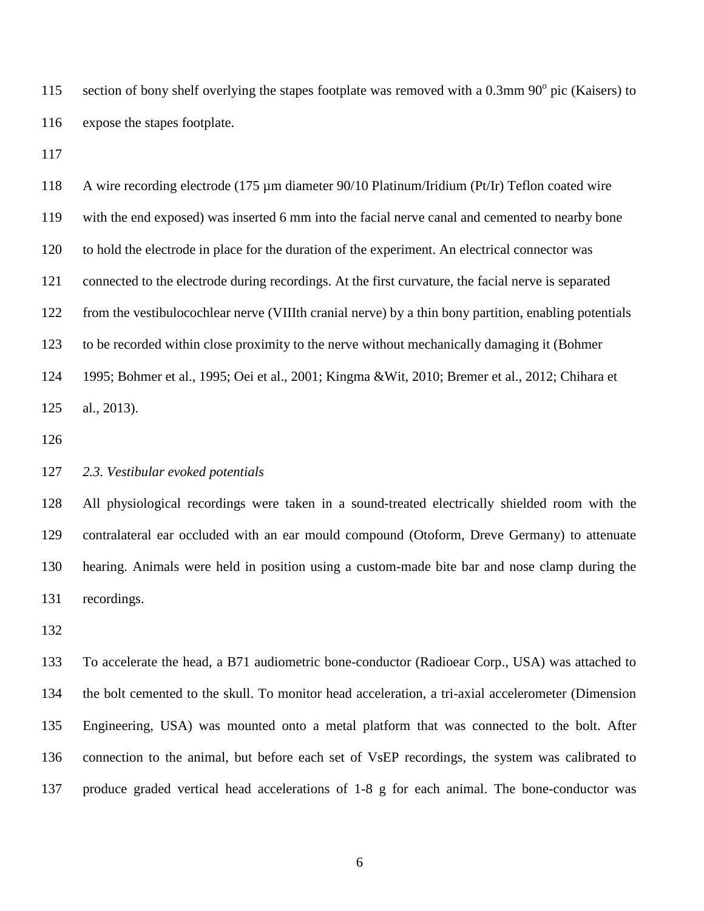section of bony shelf overlying the stapes footplate was removed with a 0.3mm 90° pic (Kaisers) to expose the stapes footplate.

A wire recording electrode (175 µm diameter 90/10 Platinum/Iridium (Pt/Ir) Teflon coated wire with the end exposed) was inserted 6 mm into the facial nerve canal and cemented to nearby bone to hold the electrode in place for the duration of the experiment. An electrical connector was connected to the electrode during recordings. At the first curvature, the facial nerve is separated from the vestibulocochlear nerve (VIIIth cranial nerve) by a thin bony partition, enabling potentials to be recorded within close proximity to the nerve without mechanically damaging it (Bohmer 1995; Bohmer et al., 1995; Oei et al., 2001; Kingma &Wit, 2010; Bremer et al., 2012; Chihara et al., 2013).

*2.3. Vestibular evoked potentials*

All physiological recordings were taken in a sound-treated electrically shielded room with the contralateral ear occluded with an ear mould compound (Otoform, Dreve Germany) to attenuate hearing. Animals were held in position using a custom-made bite bar and nose clamp during the recordings.

To accelerate the head, a B71 audiometric bone-conductor (Radioear Corp., USA) was attached to the bolt cemented to the skull. To monitor head acceleration, a tri-axial accelerometer (Dimension Engineering, USA) was mounted onto a metal platform that was connected to the bolt. After connection to the animal, but before each set of VsEP recordings, the system was calibrated to produce graded vertical head accelerations of 1-8 g for each animal. The bone-conductor was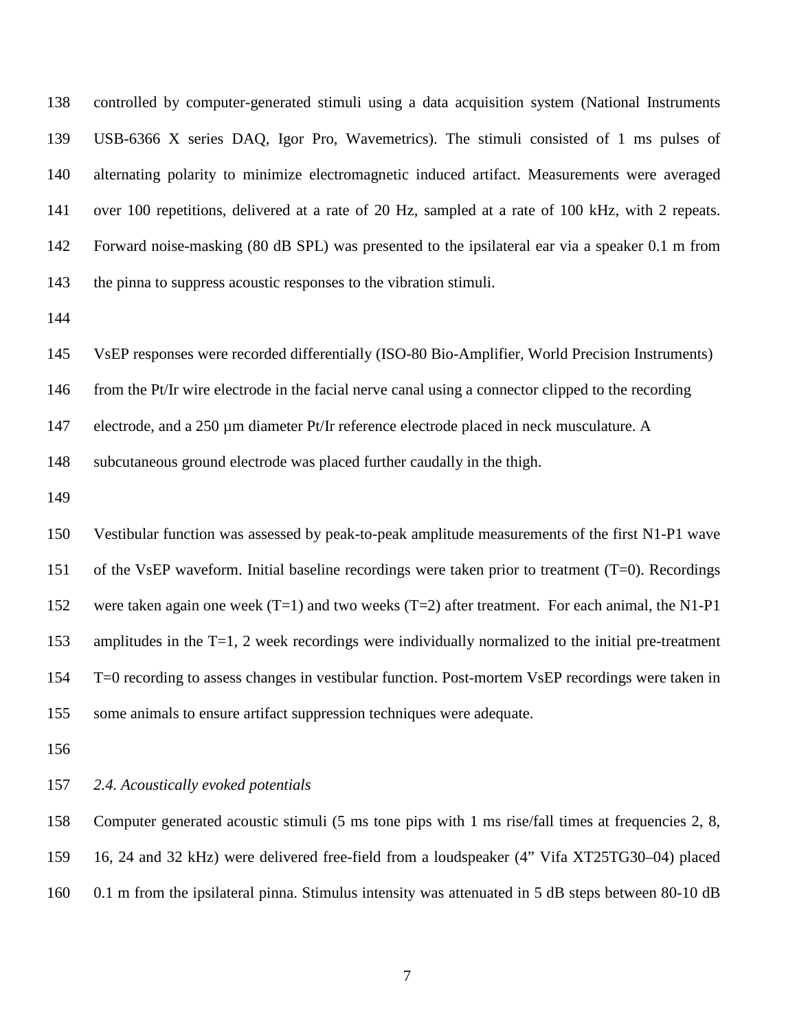controlled by computer-generated stimuli using a data acquisition system (National Instruments USB-6366 X series DAQ, Igor Pro, Wavemetrics). The stimuli consisted of 1 ms pulses of alternating polarity to minimize electromagnetic induced artifact. Measurements were averaged over 100 repetitions, delivered at a rate of 20 Hz, sampled at a rate of 100 kHz, with 2 repeats. Forward noise-masking (80 dB SPL) was presented to the ipsilateral ear via a speaker 0.1 m from the pinna to suppress acoustic responses to the vibration stimuli.

VsEP responses were recorded differentially (ISO-80 Bio-Amplifier, World Precision Instruments) from the Pt/Ir wire electrode in the facial nerve canal using a connector clipped to the recording electrode, and a 250 µm diameter Pt/Ir reference electrode placed in neck musculature. A subcutaneous ground electrode was placed further caudally in the thigh.

Vestibular function was assessed by peak-to-peak amplitude measurements of the first N1-P1 wave of the VsEP waveform. Initial baseline recordings were taken prior to treatment (T=0). Recordings were taken again one week (T=1) and two weeks (T=2) after treatment. For each animal, the N1-P1 amplitudes in the T=1, 2 week recordings were individually normalized to the initial pre-treatment T=0 recording to assess changes in vestibular function. Post-mortem VsEP recordings were taken in some animals to ensure artifact suppression techniques were adequate.

*2.4. Acoustically evoked potentials*

Computer generated acoustic stimuli (5 ms tone pips with 1 ms rise/fall times at frequencies 2, 8, 16, 24 and 32 kHz) were delivered free-field from a loudspeaker (4” Vifa XT25TG30–04) placed 0.1 m from the ipsilateral pinna. Stimulus intensity was attenuated in 5 dB steps between 80-10 dB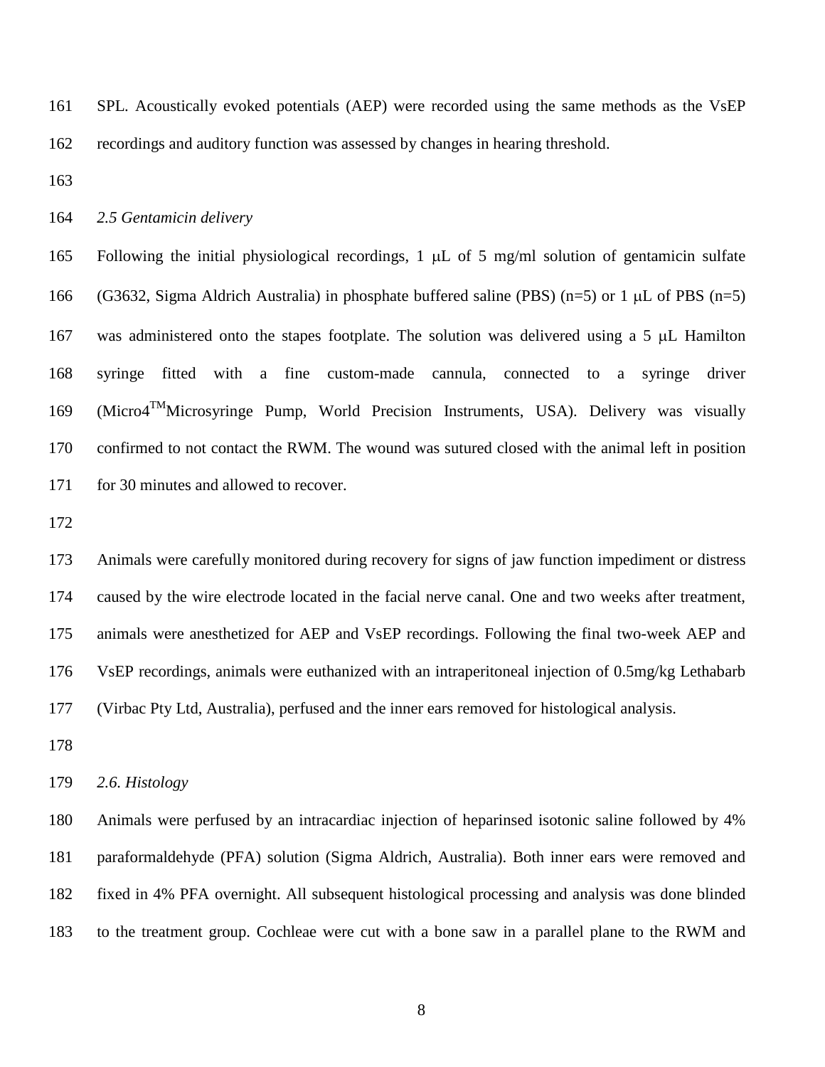SPL. Acoustically evoked potentials (AEP) were recorded using the same methods as the VsEP recordings and auditory function was assessed by changes in hearing threshold.

*2.5 Gentamicin delivery*

Following the initial physiological recordings, 1 μL of 5 mg/ml solution of gentamicin sulfate (G3632, Sigma Aldrich Australia) in phosphate buffered saline (PBS) (n=5) or 1 μL of PBS (n=5) was administered onto the stapes footplate. The solution was delivered using a 5 μL Hamilton syringe fitted with a fine custom-made cannula, connected to a syringe driver (Micro4™Microsyringe Pump, World Precision Instruments, USA). Delivery was visually confirmed to not contact the RWM. The wound was sutured closed with the animal left in position for 30 minutes and allowed to recover.

Animals were carefully monitored during recovery for signs of jaw function impediment or distress caused by the wire electrode located in the facial nerve canal. One and two weeks after treatment, animals were anesthetized for AEP and VsEP recordings. Following the final two-week AEP and VsEP recordings, animals were euthanized with an intraperitoneal injection of 0.5mg/kg Lethabarb (Virbac Pty Ltd, Australia), perfused and the inner ears removed for histological analysis.

*2.6. Histology*

Animals were perfused by an intracardiac injection of heparinsed isotonic saline followed by 4% paraformaldehyde (PFA) solution (Sigma Aldrich, Australia). Both inner ears were removed and fixed in 4% PFA overnight. All subsequent histological processing and analysis was done blinded to the treatment group. Cochleae were cut with a bone saw in a parallel plane to the RWM and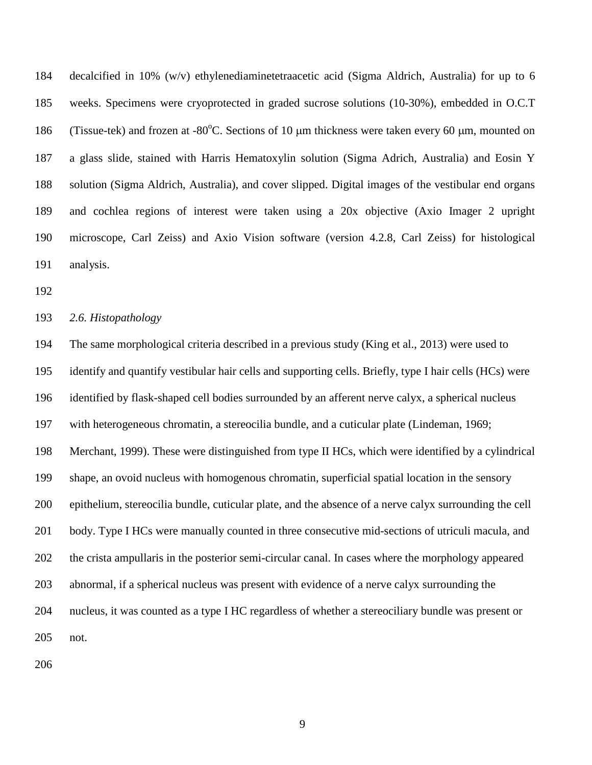decalcified in 10% (w/v) ethylenediaminetetraacetic acid (Sigma Aldrich, Australia) for up to 6 weeks. Specimens were cryoprotected in graded sucrose solutions (10-30%), embedded in O.C.T (Tissue-tek) and frozen at -80$^{o}$C. Sections of 10 μm thickness were taken every 60 μm, mounted on a glass slide, stained with Harris Hematoxylin solution (Sigma Adrich, Australia) and Eosin Y solution (Sigma Aldrich, Australia), and cover slipped. Digital images of the vestibular end organs and cochlea regions of interest were taken using a 20x objective (Axio Imager 2 upright microscope, Carl Zeiss) and Axio Vision software (version 4.2.8, Carl Zeiss) for histological analysis.

### *2.6. Histopathology*

The same morphological criteria described in a previous study (King et al., 2013) were used to identify and quantify vestibular hair cells and supporting cells. Briefly, type I hair cells (HCs) were identified by flask-shaped cell bodies surrounded by an afferent nerve calyx, a spherical nucleus with heterogeneous chromatin, a stereocilia bundle, and a cuticular plate (Lindeman, 1969; Merchant, 1999). These were distinguished from type II HCs, which were identified by a cylindrical shape, an ovoid nucleus with homogenous chromatin, superficial spatial location in the sensory epithelium, stereocilia bundle, cuticular plate, and the absence of a nerve calyx surrounding the cell body. Type I HCs were manually counted in three consecutive mid-sections of utriculi macula, and the crista ampullaris in the posterior semi-circular canal. In cases where the morphology appeared abnormal, if a spherical nucleus was present with evidence of a nerve calyx surrounding the nucleus, it was counted as a type I HC regardless of whether a stereociliary bundle was present or not.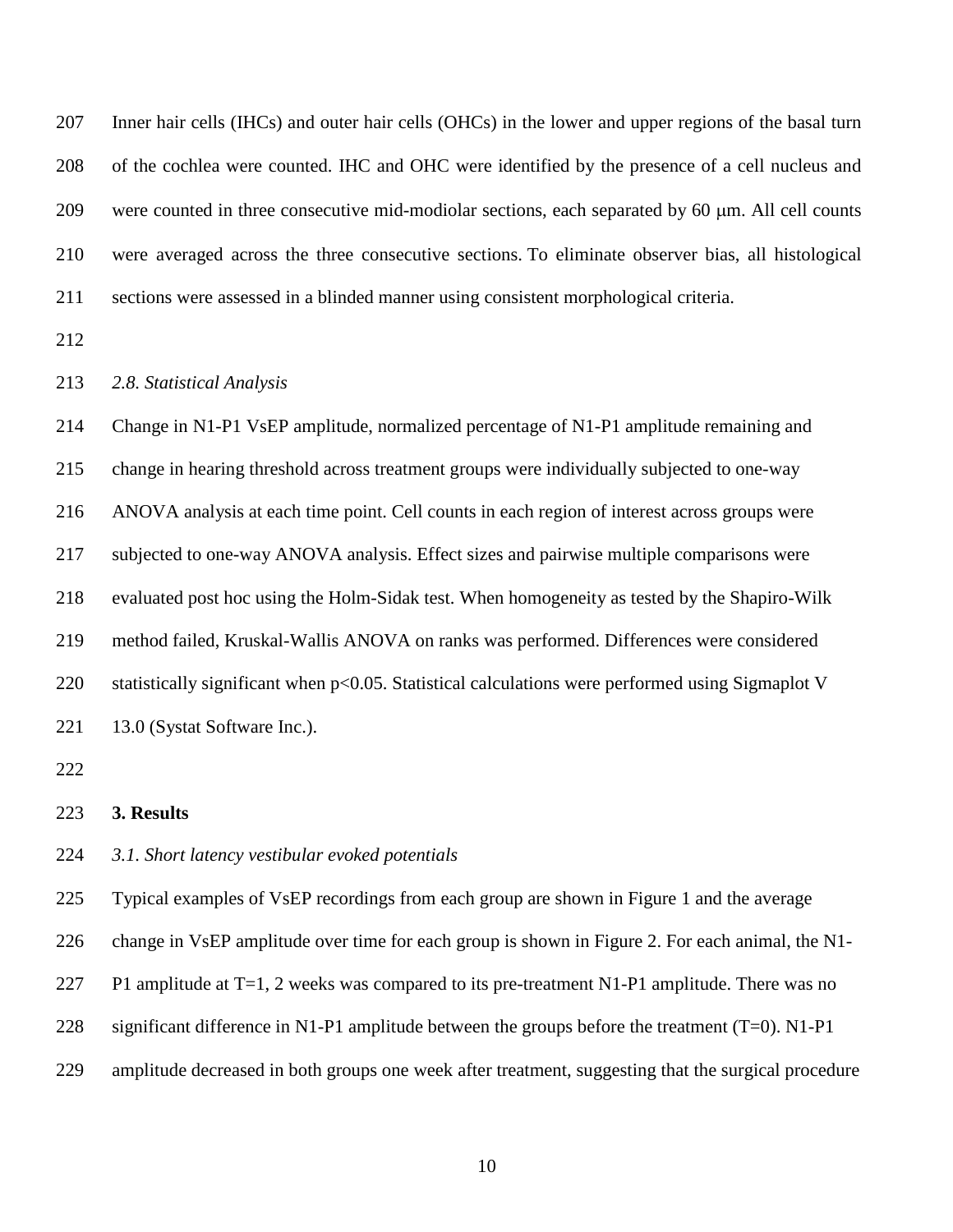Inner hair cells (IHCs) and outer hair cells (OHCs) in the lower and upper regions of the basal turn of the cochlea were counted. IHC and OHC were identified by the presence of a cell nucleus and were counted in three consecutive mid-modiolar sections, each separated by 60 μm. All cell counts were averaged across the three consecutive sections. To eliminate observer bias, all histological sections were assessed in a blinded manner using consistent morphological criteria.

*2.8. Statistical Analysis*

Change in N1-P1 VsEP amplitude, normalized percentage of N1-P1 amplitude remaining and change in hearing threshold across treatment groups were individually subjected to one-way ANOVA analysis at each time point. Cell counts in each region of interest across groups were subjected to one-way ANOVA analysis. Effect sizes and pairwise multiple comparisons were evaluated post hoc using the Holm-Sidak test. When homogeneity as tested by the Shapiro-Wilk method failed, Kruskal-Wallis ANOVA on ranks was performed. Differences were considered statistically significant when $p<0.05$. Statistical calculations were performed using Sigmaplot V 13.0 (Systat Software Inc.).

## 3. Results

*3.1. Short latency vestibular evoked potentials*

Typical examples of VsEP recordings from each group are shown in Figure 1 and the average change in VsEP amplitude over time for each group is shown in Figure 2. For each animal, the N1-P1 amplitude at T=1, 2 weeks was compared to its pre-treatment N1-P1 amplitude. There was no significant difference in N1-P1 amplitude between the groups before the treatment (T=0). N1-P1 amplitude decreased in both groups one week after treatment, suggesting that the surgical procedure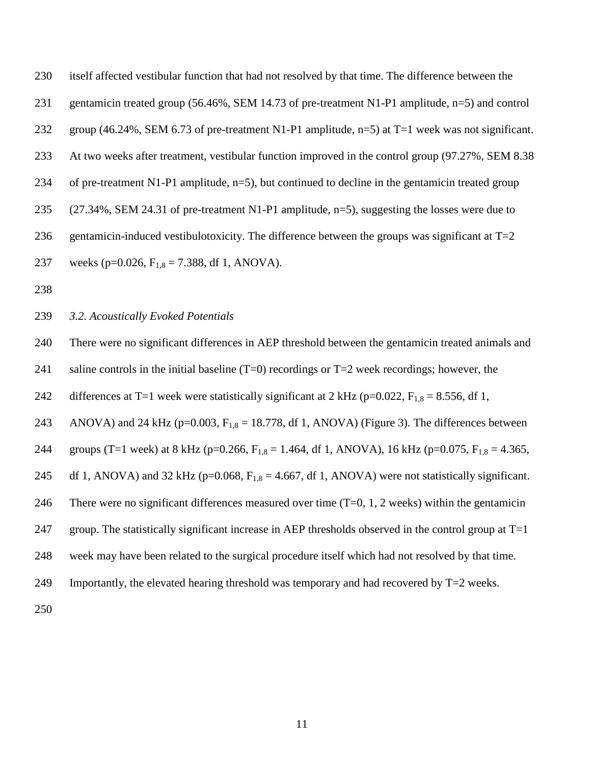itself affected vestibular function that had not resolved by that time. The difference between the gentamicin treated group (56.46%, SEM 14.73 of pre-treatment N1-P1 amplitude, n=5) and control group (46.24%, SEM 6.73 of pre-treatment N1-P1 amplitude, n=5) at T=1 week was not significant. At two weeks after treatment, vestibular function improved in the control group (97.27%, SEM 8.38 of pre-treatment N1-P1 amplitude, n=5), but continued to decline in the gentamicin treated group (27.34%, SEM 24.31 of pre-treatment N1-P1 amplitude, n=5), suggesting the losses were due to gentamicin-induced vestibulotoxicity. The difference between the groups was significant at T=2 weeks (p=0.026, $F_{1,8}$ = 7.388, df 1, ANOVA).

*3.2. Acoustically Evoked Potentials*

There were no significant differences in AEP threshold between the gentamicin treated animals and saline controls in the initial baseline (T=0) recordings or T=2 week recordings; however, the differences at T=1 week were statistically significant at 2 kHz (p=0.022, $F_{1,8}$ = 8.556, df 1, ANOVA) and 24 kHz (p=0.003, $F_{1,8}$ = 18.778, df 1, ANOVA) (Figure 3). The differences between groups (T=1 week) at 8 kHz (p=0.266, $F_{1,8}$ = 1.464, df 1, ANOVA), 16 kHz (p=0.075, $F_{1,8}$ = 4.365, df 1, ANOVA) and 32 kHz (p=0.068, $F_{1,8}$ = 4.667, df 1, ANOVA) were not statistically significant. There were no significant differences measured over time (T=0, 1, 2 weeks) within the gentamicin group. The statistically significant increase in AEP thresholds observed in the control group at T=1 week may have been related to the surgical procedure itself which had not resolved by that time. Importantly, the elevated hearing threshold was temporary and had recovered by T=2 weeks.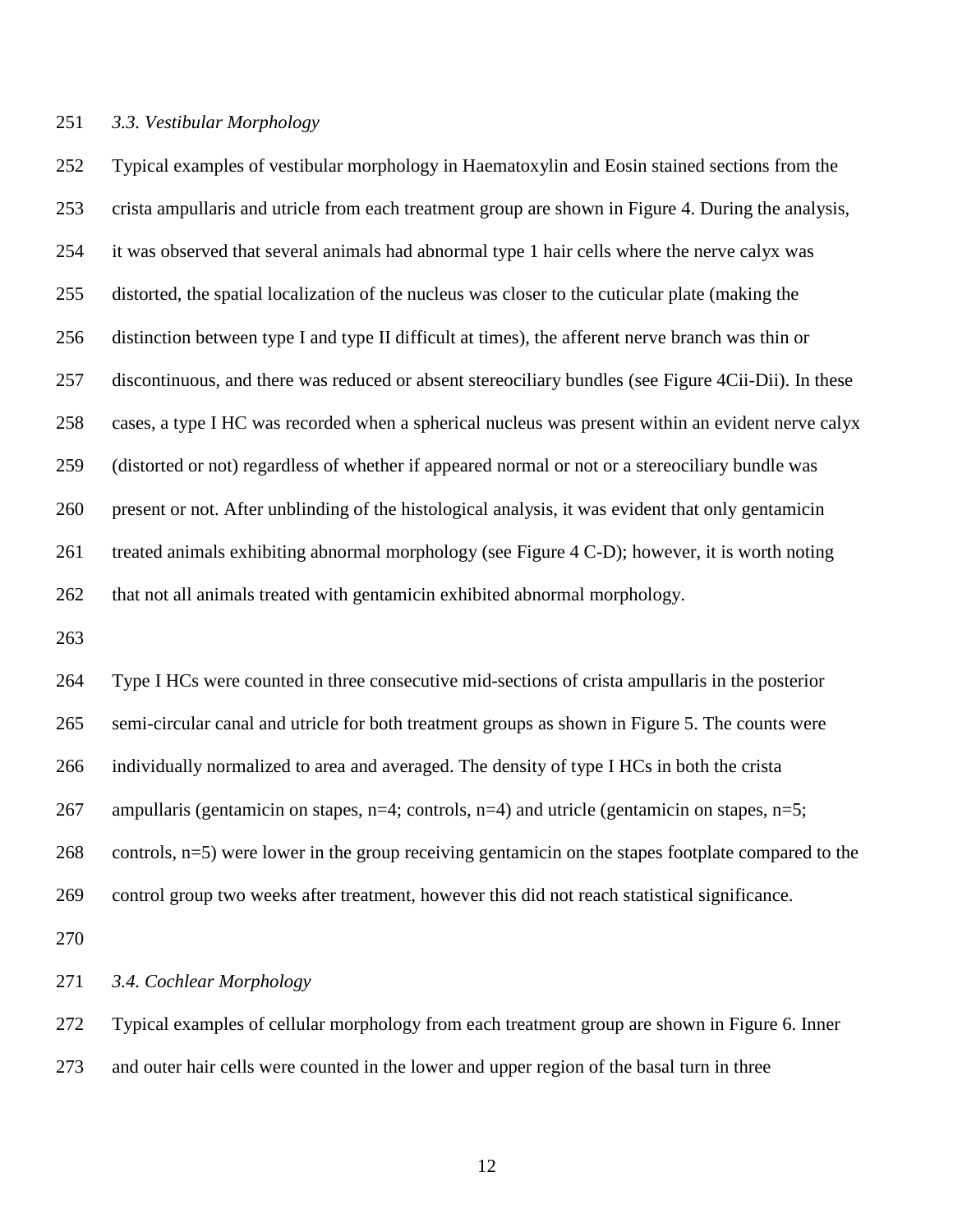### *3.3. Vestibular Morphology*

Typical examples of vestibular morphology in Haematoxylin and Eosin stained sections from the crista ampullaris and utricle from each treatment group are shown in Figure 4. During the analysis, it was observed that several animals had abnormal type 1 hair cells where the nerve calyx was distorted, the spatial localization of the nucleus was closer to the cuticular plate (making the distinction between type I and type II difficult at times), the afferent nerve branch was thin or discontinuous, and there was reduced or absent stereociliary bundles (see Figure 4Cii-Dii). In these cases, a type I HC was recorded when a spherical nucleus was present within an evident nerve calyx (distorted or not) regardless of whether if appeared normal or not or a stereociliary bundle was present or not. After unblinding of the histological analysis, it was evident that only gentamicin treated animals exhibiting abnormal morphology (see Figure 4 C-D); however, it is worth noting that not all animals treated with gentamicin exhibited abnormal morphology.

Type I HCs were counted in three consecutive mid-sections of crista ampullaris in the posterior semi-circular canal and utricle for both treatment groups as shown in Figure 5. The counts were individually normalized to area and averaged. The density of type I HCs in both the crista ampullaris (gentamicin on stapes, n=4; controls, n=4) and utricle (gentamicin on stapes, n=5; controls, n=5) were lower in the group receiving gentamicin on the stapes footplate compared to the control group two weeks after treatment, however this did not reach statistical significance.

### *3.4. Cochlear Morphology*

Typical examples of cellular morphology from each treatment group are shown in Figure 6. Inner and outer hair cells were counted in the lower and upper region of the basal turn in three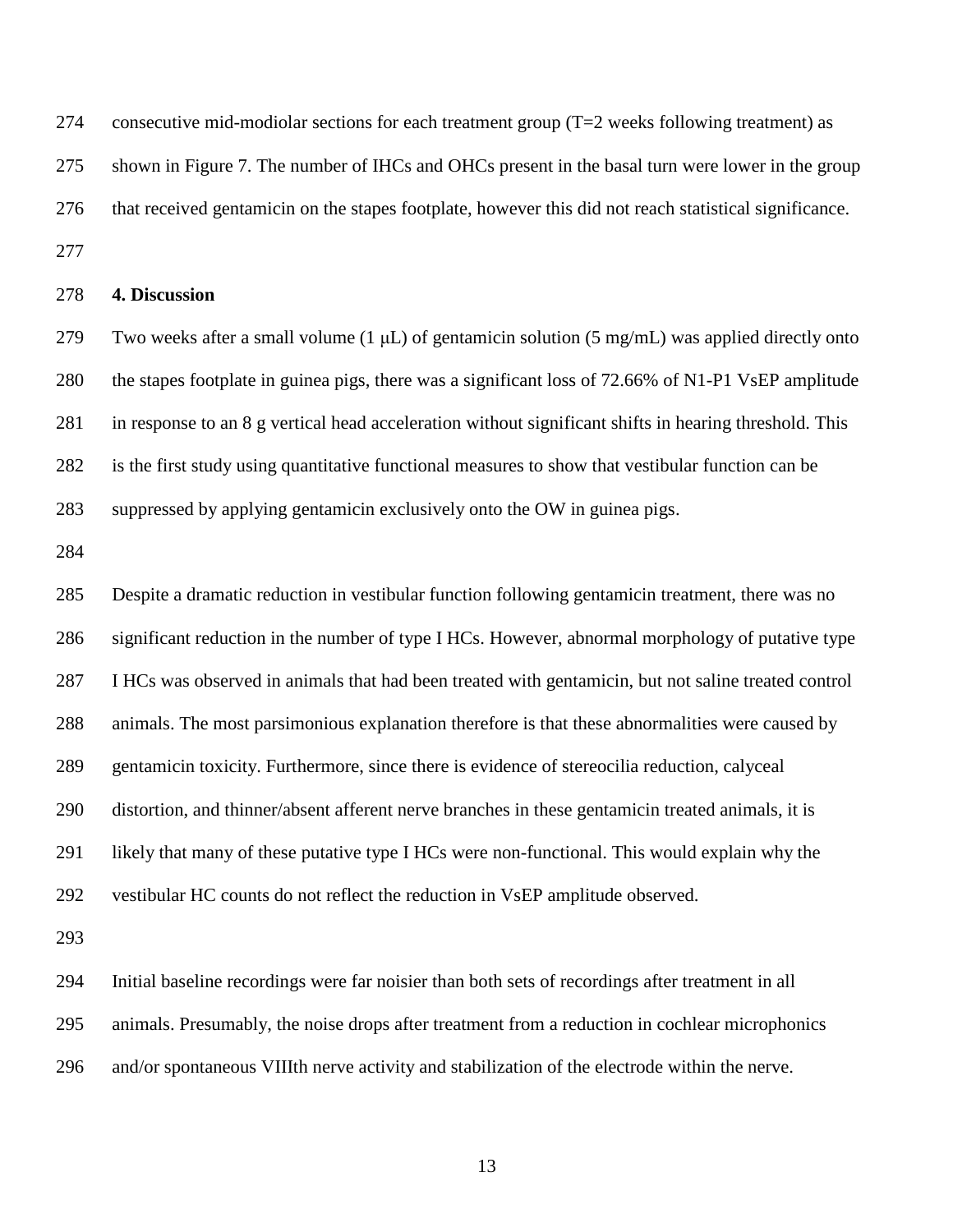consecutive mid-modiolar sections for each treatment group (T=2 weeks following treatment) as shown in Figure 7. The number of IHCs and OHCs present in the basal turn were lower in the group that received gentamicin on the stapes footplate, however this did not reach statistical significance.

## 4. Discussion

Two weeks after a small volume (1 μL) of gentamicin solution (5 mg/mL) was applied directly onto the stapes footplate in guinea pigs, there was a significant loss of 72.66% of N1-P1 VsEP amplitude in response to an 8 g vertical head acceleration without significant shifts in hearing threshold. This is the first study using quantitative functional measures to show that vestibular function can be suppressed by applying gentamicin exclusively onto the OW in guinea pigs.

Despite a dramatic reduction in vestibular function following gentamicin treatment, there was no significant reduction in the number of type I HCs. However, abnormal morphology of putative type I HCs was observed in animals that had been treated with gentamicin, but not saline treated control animals. The most parsimonious explanation therefore is that these abnormalities were caused by gentamicin toxicity. Furthermore, since there is evidence of stereocilia reduction, calyceal distortion, and thinner/absent afferent nerve branches in these gentamicin treated animals, it is likely that many of these putative type I HCs were non-functional. This would explain why the vestibular HC counts do not reflect the reduction in VsEP amplitude observed.

Initial baseline recordings were far noisier than both sets of recordings after treatment in all animals. Presumably, the noise drops after treatment from a reduction in cochlear microphonics and/or spontaneous VIIIth nerve activity and stabilization of the electrode within the nerve.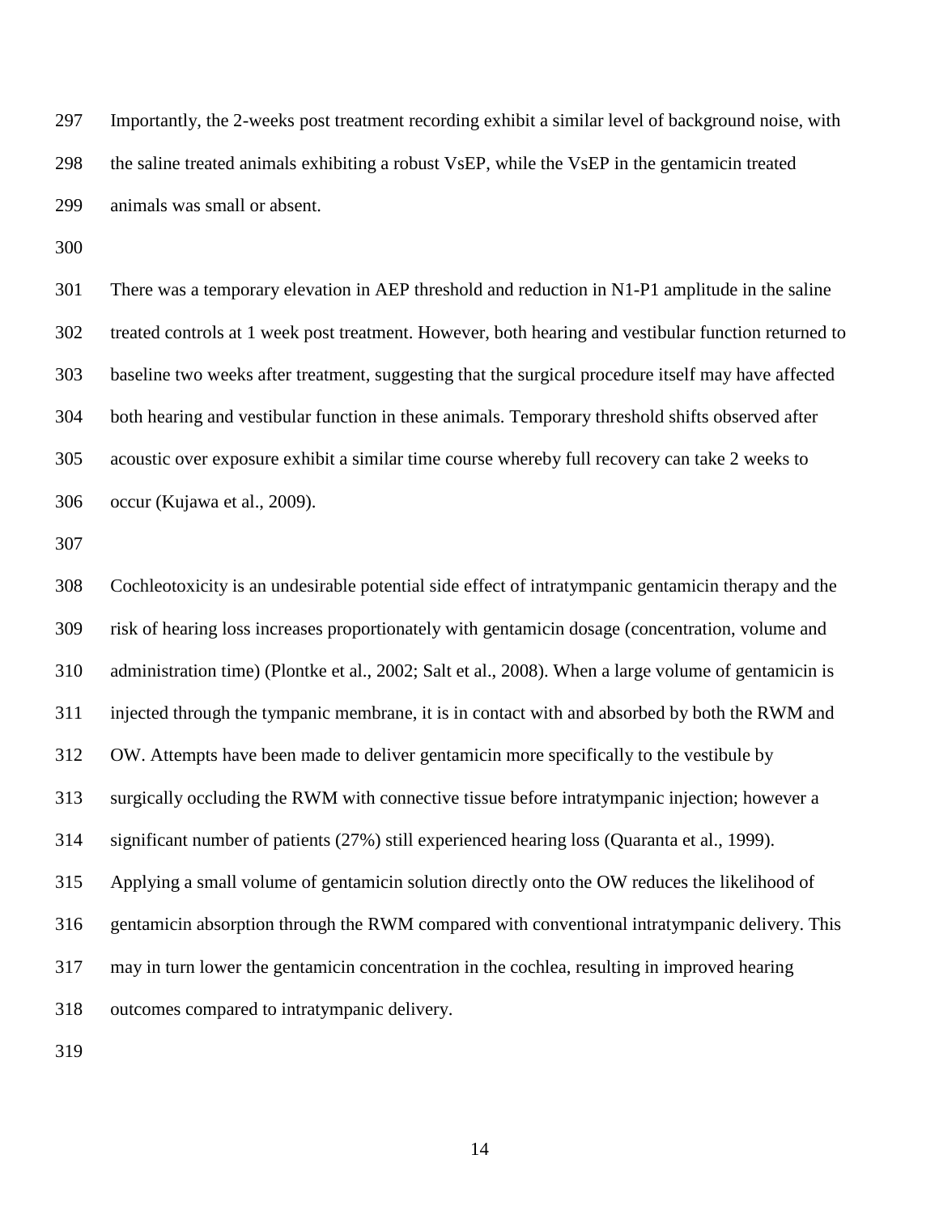Importantly, the 2-weeks post treatment recording exhibit a similar level of background noise, with the saline treated animals exhibiting a robust VsEP, while the VsEP in the gentamicin treated animals was small or absent.

There was a temporary elevation in AEP threshold and reduction in N1-P1 amplitude in the saline treated controls at 1 week post treatment. However, both hearing and vestibular function returned to baseline two weeks after treatment, suggesting that the surgical procedure itself may have affected both hearing and vestibular function in these animals. Temporary threshold shifts observed after acoustic over exposure exhibit a similar time course whereby full recovery can take 2 weeks to occur (Kujawa et al., 2009).

Cochleotoxicity is an undesirable potential side effect of intratympanic gentamicin therapy and the risk of hearing loss increases proportionately with gentamicin dosage (concentration, volume and administration time) (Plontke et al., 2002; Salt et al., 2008). When a large volume of gentamicin is injected through the tympanic membrane, it is in contact with and absorbed by both the RWM and OW. Attempts have been made to deliver gentamicin more specifically to the vestibule by surgically occluding the RWM with connective tissue before intratympanic injection; however a significant number of patients (27%) still experienced hearing loss (Quaranta et al., 1999). Applying a small volume of gentamicin solution directly onto the OW reduces the likelihood of gentamicin absorption through the RWM compared with conventional intratympanic delivery. This may in turn lower the gentamicin concentration in the cochlea, resulting in improved hearing outcomes compared to intratympanic delivery.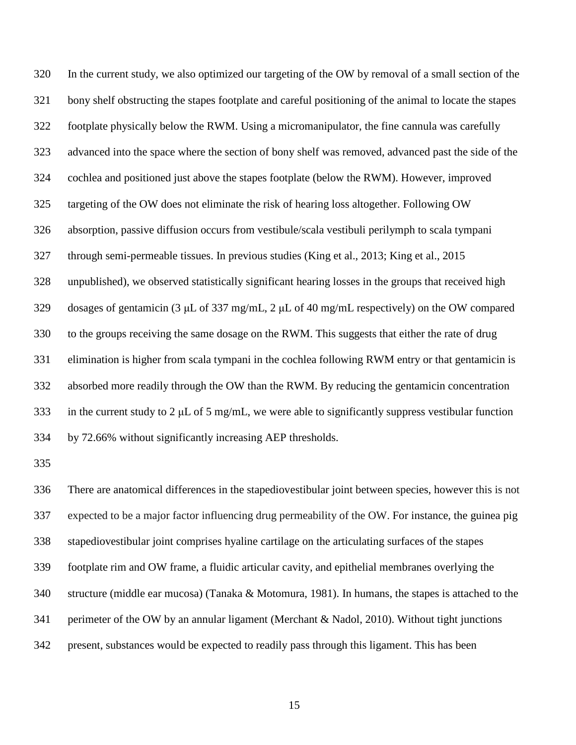In the current study, we also optimized our targeting of the OW by removal of a small section of the bony shelf obstructing the stapes footplate and careful positioning of the animal to locate the stapes footplate physically below the RWM. Using a micromanipulator, the fine cannula was carefully advanced into the space where the section of bony shelf was removed, advanced past the side of the cochlea and positioned just above the stapes footplate (below the RWM). However, improved targeting of the OW does not eliminate the risk of hearing loss altogether. Following OW absorption, passive diffusion occurs from vestibule/scala vestibuli perilymph to scala tympani through semi-permeable tissues. In previous studies (King et al., 2013; King et al., 2015 unpublished), we observed statistically significant hearing losses in the groups that received high dosages of gentamicin (3 μL of 337 mg/mL, 2 μL of 40 mg/mL respectively) on the OW compared to the groups receiving the same dosage on the RWM. This suggests that either the rate of drug elimination is higher from scala tympani in the cochlea following RWM entry or that gentamicin is absorbed more readily through the OW than the RWM. By reducing the gentamicin concentration in the current study to 2 μL of 5 mg/mL, we were able to significantly suppress vestibular function by 72.66% without significantly increasing AEP thresholds.

There are anatomical differences in the stapediovestibular joint between species, however this is not expected to be a major factor influencing drug permeability of the OW. For instance, the guinea pig stapediovestibular joint comprises hyaline cartilage on the articulating surfaces of the stapes footplate rim and OW frame, a fluidic articular cavity, and epithelial membranes overlying the structure (middle ear mucosa) (Tanaka & Motomura, 1981). In humans, the stapes is attached to the perimeter of the OW by an annular ligament (Merchant & Nadol, 2010). Without tight junctions present, substances would be expected to readily pass through this ligament. This has been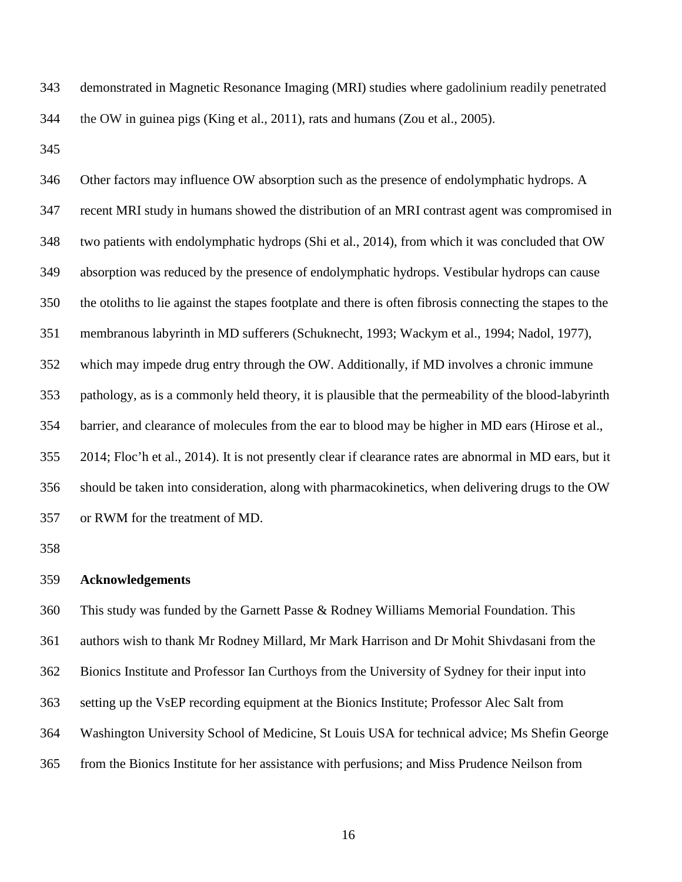demonstrated in Magnetic Resonance Imaging (MRI) studies where gadolinium readily penetrated the OW in guinea pigs (King et al., 2011), rats and humans (Zou et al., 2005).

Other factors may influence OW absorption such as the presence of endolymphatic hydrops. A recent MRI study in humans showed the distribution of an MRI contrast agent was compromised in two patients with endolymphatic hydrops (Shi et al., 2014), from which it was concluded that OW absorption was reduced by the presence of endolymphatic hydrops. Vestibular hydrops can cause the otoliths to lie against the stapes footplate and there is often fibrosis connecting the stapes to the membranous labyrinth in MD sufferers (Schuknecht, 1993; Wackym et al., 1994; Nadol, 1977), which may impede drug entry through the OW. Additionally, if MD involves a chronic immune pathology, as is a commonly held theory, it is plausible that the permeability of the blood-labyrinth barrier, and clearance of molecules from the ear to blood may be higher in MD ears (Hirose et al., 2014; Floc'h et al., 2014). It is not presently clear if clearance rates are abnormal in MD ears, but it should be taken into consideration, along with pharmacokinetics, when delivering drugs to the OW or RWM for the treatment of MD.

## Acknowledgements

This study was funded by the Garnett Passe & Rodney Williams Memorial Foundation. This authors wish to thank Mr Rodney Millard, Mr Mark Harrison and Dr Mohit Shivdasani from the Bionics Institute and Professor Ian Curthoys from the University of Sydney for their input into setting up the VsEP recording equipment at the Bionics Institute; Professor Alec Salt from Washington University School of Medicine, St Louis USA for technical advice; Ms Shefin George from the Bionics Institute for her assistance with perfusions; and Miss Prudence Neilson from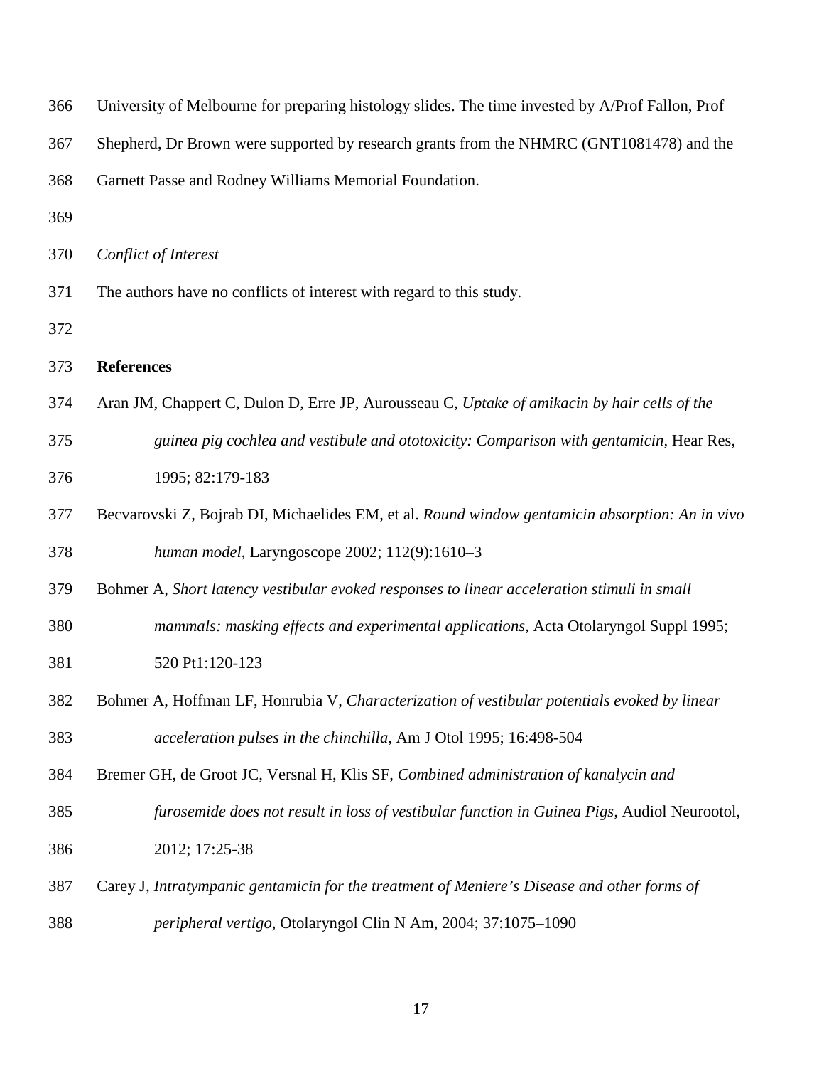University of Melbourne for preparing histology slides. The time invested by A/Prof Fallon, Prof Shepherd, Dr Brown were supported by research grants from the NHMRC (GNT1081478) and the Garnett Passe and Rodney Williams Memorial Foundation.

*Conflict of Interest*

The authors have no conflicts of interest with regard to this study.

## References

Aran JM, Chappert C, Dulon D, Erre JP, Aurousseau C, *Uptake of amikacin by hair cells of the guinea pig cochlea and vestibule and ototoxicity: Comparison with gentamicin*, Hear Res, 1995; 82:179-183

Becvarovski Z, Bojrab DI, Michaelides EM, et al. *Round window gentamicin absorption: An in vivo human model*, Laryngoscope 2002; 112(9):1610–3

Bohmer A, *Short latency vestibular evoked responses to linear acceleration stimuli in small mammals: masking effects and experimental applications*, Acta Otolaryngol Suppl 1995; 520 Pt1:120-123

Bohmer A, Hoffman LF, Honrubia V, *Characterization of vestibular potentials evoked by linear acceleration pulses in the chinchilla*, Am J Otol 1995; 16:498-504

Bremer GH, de Groot JC, Versnal H, Klis SF, *Combined administration of kanalycin and furosemide does not result in loss of vestibular function in Guinea Pigs*, Audiol Neurootol, 2012; 17:25-38

Carey J, *Intratympanic gentamicin for the treatment of Meniere's Disease and other forms of peripheral vertigo*, Otolaryngol Clin N Am, 2004; 37:1075–1090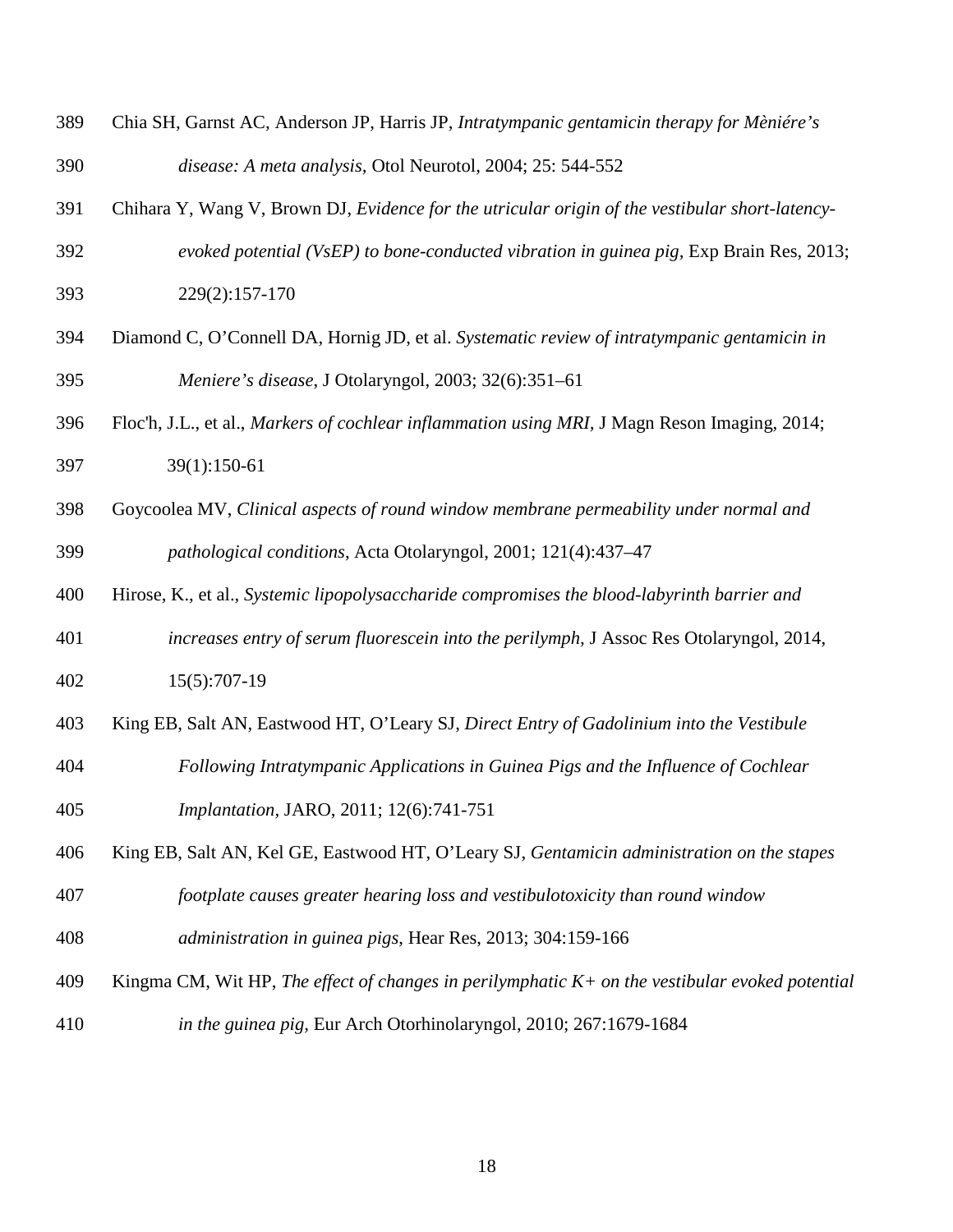Chia SH, Garnst AC, Anderson JP, Harris JP, *Intratympanic gentamicin therapy for Mèniére's disease: A meta analysis*, Otol Neurotol, 2004; 25: 544-552

Chihara Y, Wang V, Brown DJ, *Evidence for the utricular origin of the vestibular short-latency-evoked potential (VsEP) to bone-conducted vibration in guinea pig*, Exp Brain Res, 2013; 229(2):157-170

Diamond C, O'Connell DA, Hornig JD, et al. *Systematic review of intratympanic gentamicin in Meniere's disease*, J Otolaryngol, 2003; 32(6):351–61

Floc'h, J.L., et al., *Markers of cochlear inflammation using MRI,* J Magn Reson Imaging, 2014; 39(1):150-61

Goycoolea MV, *Clinical aspects of round window membrane permeability under normal and pathological conditions*, Acta Otolaryngol, 2001; 121(4):437–47

Hirose, K., et al., *Systemic lipopolysaccharide compromises the blood-labyrinth barrier and increases entry of serum fluorescein into the perilymph,* J Assoc Res Otolaryngol, 2014, 15(5):707-19

King EB, Salt AN, Eastwood HT, O'Leary SJ, *Direct Entry of Gadolinium into the Vestibule Following Intratympanic Applications in Guinea Pigs and the Influence of Cochlear Implantation*, JARO, 2011; 12(6):741-751

King EB, Salt AN, Kel GE, Eastwood HT, O'Leary SJ, *Gentamicin administration on the stapes footplate causes greater hearing loss and vestibulotoxicity than round window administration in guinea pigs*, Hear Res, 2013; 304:159-166

Kingma CM, Wit HP, *The effect of changes in perilymphatic K+ on the vestibular evoked potential in the guinea pig,* Eur Arch Otorhinolaryngol, 2010; 267:1679-1684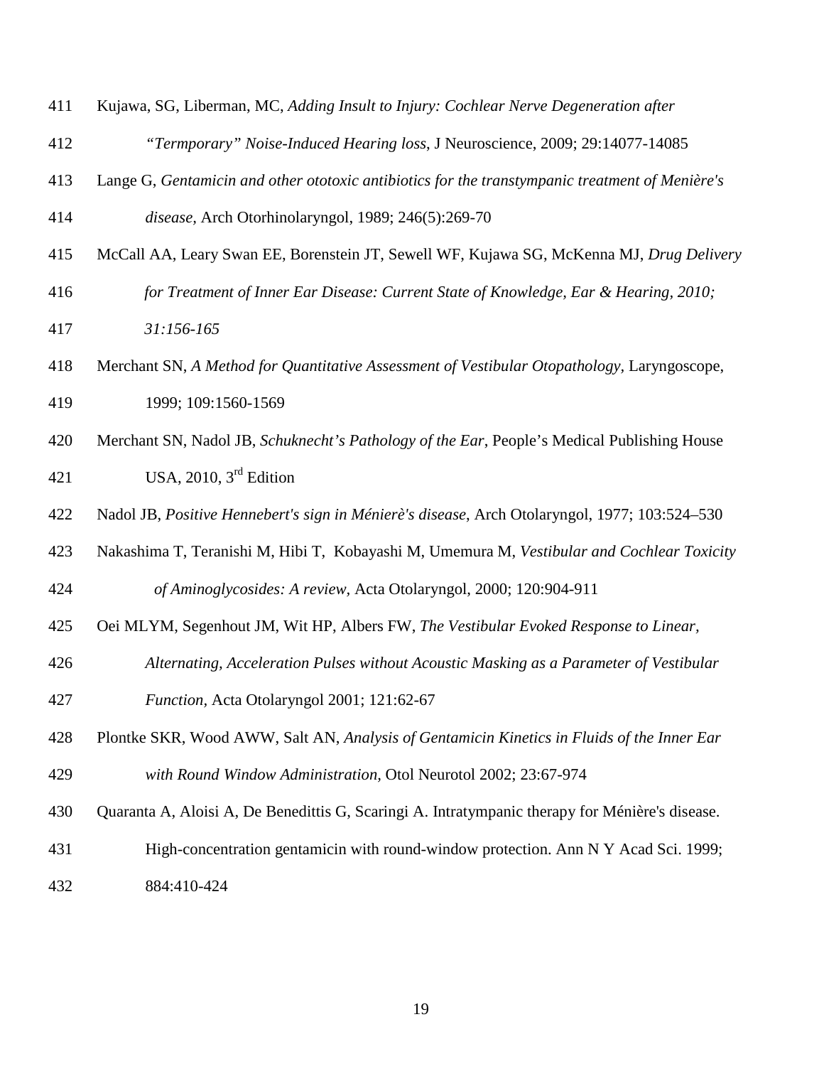Kujawa, SG, Liberman, MC, *Adding Insult to Injury: Cochlear Nerve Degeneration after "Termporary" Noise-Induced Hearing loss*, J Neuroscience, 2009; 29:14077-14085

Lange G, *Gentamicin and other ototoxic antibiotics for the transtympanic treatment of Menière's disease*, Arch Otorhinolaryngol, 1989; 246(5):269-70

McCall AA, Leary Swan EE, Borenstein JT, Sewell WF, Kujawa SG, McKenna MJ, *Drug Delivery for Treatment of Inner Ear Disease: Current State of Knowledge, Ear & Hearing, 2010; 31:156-165*

Merchant SN, *A Method for Quantitative Assessment of Vestibular Otopathology*, Laryngoscope, 1999; 109:1560-1569

Merchant SN, Nadol JB, *Schuknecht's Pathology of the Ear*, People's Medical Publishing House USA, 2010, 3rd Edition

Nadol JB, *Positive Hennebert's sign in Ménierè's disease*, Arch Otolaryngol, 1977; 103:524–530

Nakashima T, Teranishi M, Hibi T, Kobayashi M, Umemura M, *Vestibular and Cochlear Toxicity of Aminoglycosides: A review*, Acta Otolaryngol, 2000; 120:904-911

Oei MLYM, Segenhout JM, Wit HP, Albers FW, *The Vestibular Evoked Response to Linear, Alternating, Acceleration Pulses without Acoustic Masking as a Parameter of Vestibular Function*, Acta Otolaryngol 2001; 121:62-67

Plontke SKR, Wood AWW, Salt AN, *Analysis of Gentamicin Kinetics in Fluids of the Inner Ear with Round Window Administration*, Otol Neurotol 2002; 23:67-974

Quaranta A, Aloisi A, De Benedittis G, Scaringi A. Intratympanic therapy for Ménière's disease. High-concentration gentamicin with round-window protection. Ann N Y Acad Sci. 1999; 884:410-424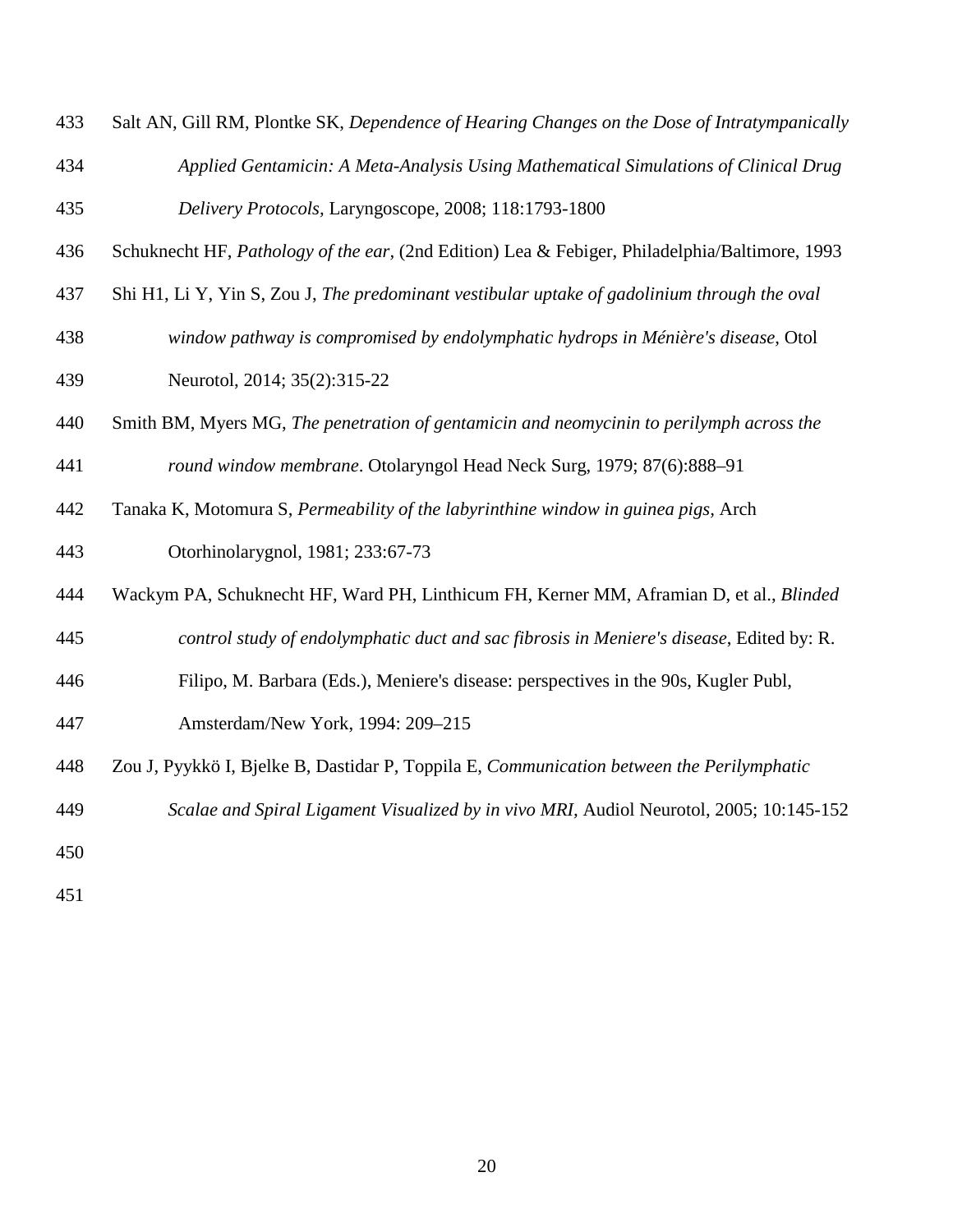Salt AN, Gill RM, Plontke SK, *Dependence of Hearing Changes on the Dose of Intratympanically Applied Gentamicin: A Meta-Analysis Using Mathematical Simulations of Clinical Drug Delivery Protocols*, Laryngoscope, 2008; 118:1793-1800

Schuknecht HF, *Pathology of the ear*, (2nd Edition) Lea & Febiger, Philadelphia/Baltimore, 1993

Shi H1, Li Y, Yin S, Zou J, *The predominant vestibular uptake of gadolinium through the oval window pathway is compromised by endolymphatic hydrops in Ménière's disease*, Otol Neurotol, 2014; 35(2):315-22

Smith BM, Myers MG, *The penetration of gentamicin and neomycinin to perilymph across the round window membrane*. Otolaryngol Head Neck Surg, 1979; 87(6):888–91

Tanaka K, Motomura S, *Permeability of the labyrinthine window in guinea pigs,* Arch Otorhinolarygnol, 1981; 233:67-73

Wackym PA, Schuknecht HF, Ward PH, Linthicum FH, Kerner MM, Aframian D, et al., *Blinded control study of endolymphatic duct and sac fibrosis in Meniere's disease*, Edited by: R. Filipo, M. Barbara (Eds.), Meniere's disease: perspectives in the 90s, Kugler Publ, Amsterdam/New York, 1994: 209–215

Zou J, Pyykkö I, Bjelke B, Dastidar P, Toppila E, *Communication between the Perilymphatic Scalae and Spiral Ligament Visualized by in vivo MRI,* Audiol Neurotol, 2005; 10:145-152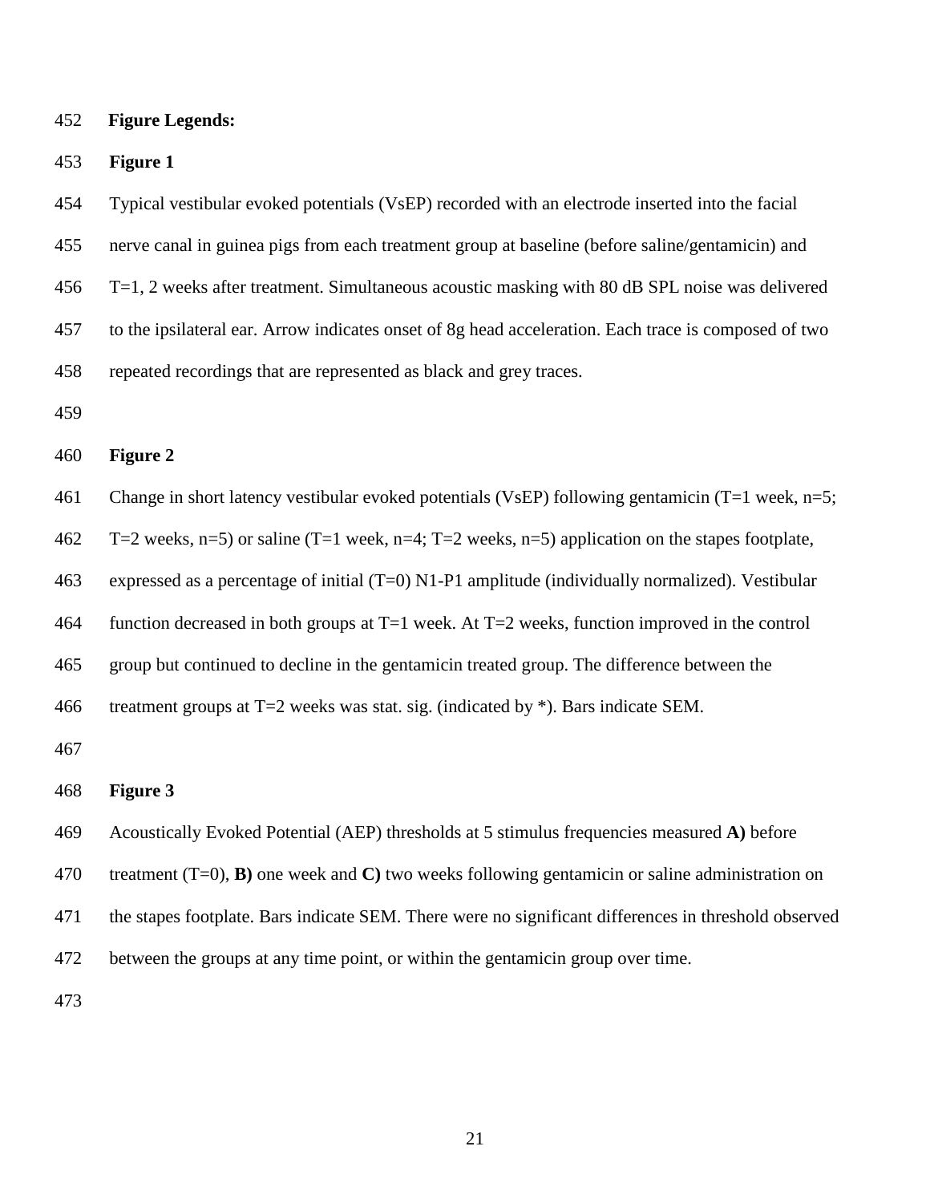**Figure Legends:**

**Figure 1**

Typical vestibular evoked potentials (VsEP) recorded with an electrode inserted into the facial nerve canal in guinea pigs from each treatment group at baseline (before saline/gentamicin) and T=1, 2 weeks after treatment. Simultaneous acoustic masking with 80 dB SPL noise was delivered to the ipsilateral ear. Arrow indicates onset of 8g head acceleration. Each trace is composed of two repeated recordings that are represented as black and grey traces.

**Figure 2**

Change in short latency vestibular evoked potentials (VsEP) following gentamicin (T=1 week, n=5; T=2 weeks, n=5) or saline (T=1 week, n=4; T=2 weeks, n=5) application on the stapes footplate, expressed as a percentage of initial (T=0) N1-P1 amplitude (individually normalized). Vestibular function decreased in both groups at T=1 week. At T=2 weeks, function improved in the control group but continued to decline in the gentamicin treated group. The difference between the treatment groups at T=2 weeks was stat. sig. (indicated by *). Bars indicate SEM.

**Figure 3**

Acoustically Evoked Potential (AEP) thresholds at 5 stimulus frequencies measured **A)** before treatment (T=0), **B)** one week and **C)** two weeks following gentamicin or saline administration on the stapes footplate. Bars indicate SEM. There were no significant differences in threshold observed between the groups at any time point, or within the gentamicin group over time.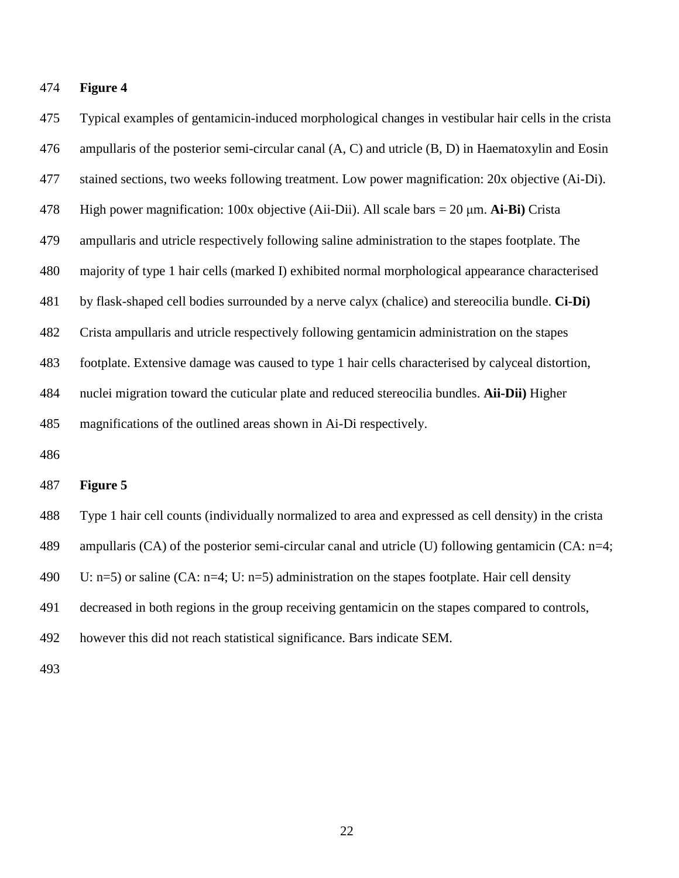**Figure 4**

Typical examples of gentamicin-induced morphological changes in vestibular hair cells in the crista ampullaris of the posterior semi-circular canal (A, C) and utricle (B, D) in Haematoxylin and Eosin stained sections, two weeks following treatment. Low power magnification: 20x objective (Ai-Di). High power magnification: 100x objective (Aii-Dii). All scale bars = 20 μm. **Ai-Bi)** Crista ampullaris and utricle respectively following saline administration to the stapes footplate. The majority of type 1 hair cells (marked I) exhibited normal morphological appearance characterised by flask-shaped cell bodies surrounded by a nerve calyx (chalice) and stereocilia bundle. **Ci-Di)** Crista ampullaris and utricle respectively following gentamicin administration on the stapes footplate. Extensive damage was caused to type 1 hair cells characterised by calyceal distortion, nuclei migration toward the cuticular plate and reduced stereocilia bundles. **Aii-Dii)** Higher magnifications of the outlined areas shown in Ai-Di respectively.

**Figure 5**

Type 1 hair cell counts (individually normalized to area and expressed as cell density) in the crista ampullaris (CA) of the posterior semi-circular canal and utricle (U) following gentamicin (CA: n=4; U: n=5) or saline (CA: n=4; U: n=5) administration on the stapes footplate. Hair cell density decreased in both regions in the group receiving gentamicin on the stapes compared to controls, however this did not reach statistical significance. Bars indicate SEM.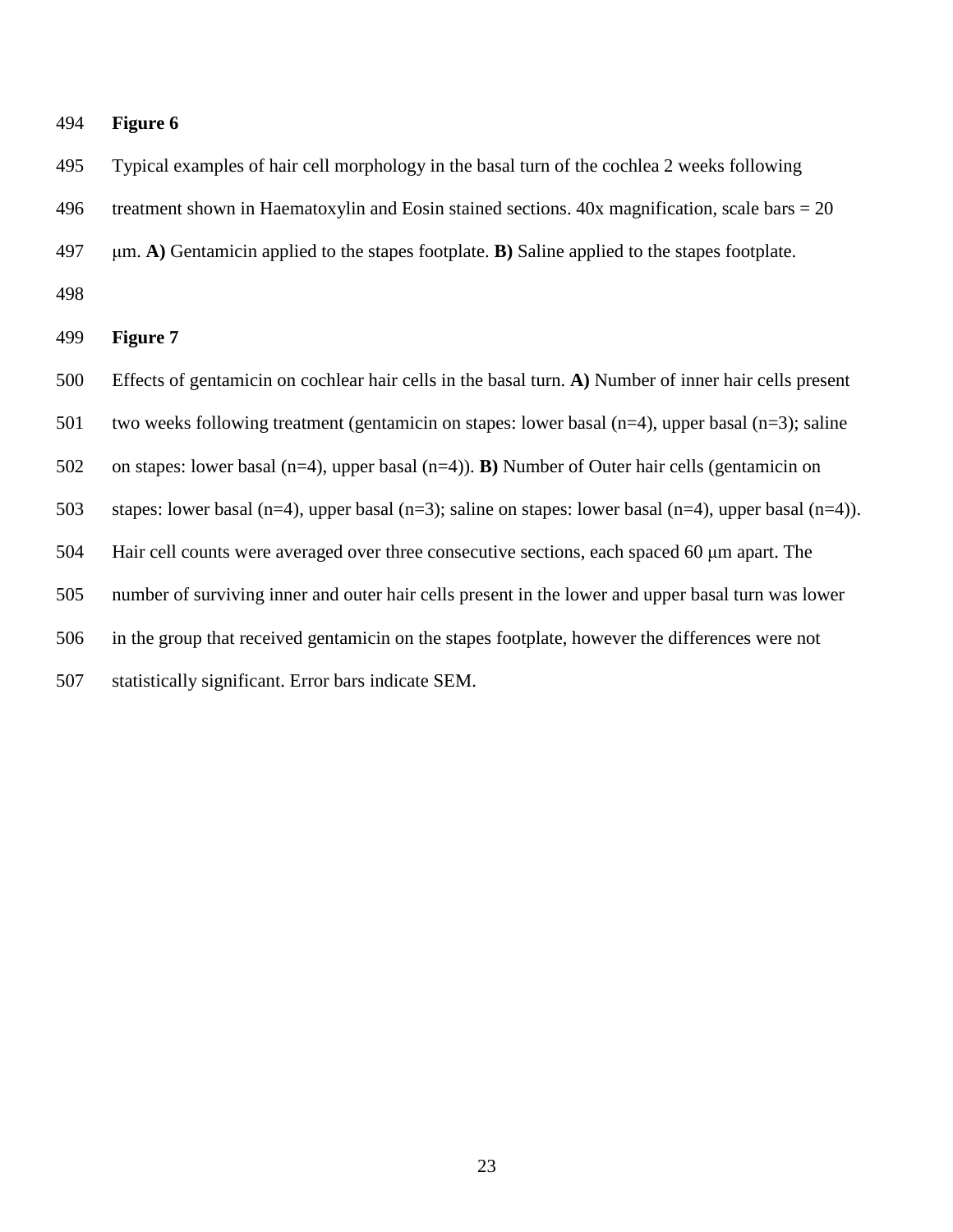**Figure 6**

Typical examples of hair cell morphology in the basal turn of the cochlea 2 weeks following treatment shown in Haematoxylin and Eosin stained sections. 40x magnification, scale bars = 20 μm. **A)** Gentamicin applied to the stapes footplate. **B)** Saline applied to the stapes footplate.

**Figure 7**

Effects of gentamicin on cochlear hair cells in the basal turn. **A)** Number of inner hair cells present two weeks following treatment (gentamicin on stapes: lower basal (n=4), upper basal (n=3); saline on stapes: lower basal (n=4), upper basal (n=4)). **B)** Number of Outer hair cells (gentamicin on stapes: lower basal (n=4), upper basal (n=3); saline on stapes: lower basal (n=4), upper basal (n=4)). Hair cell counts were averaged over three consecutive sections, each spaced 60 μm apart. The number of surviving inner and outer hair cells present in the lower and upper basal turn was lower in the group that received gentamicin on the stapes footplate, however the differences were not statistically significant. Error bars indicate SEM.